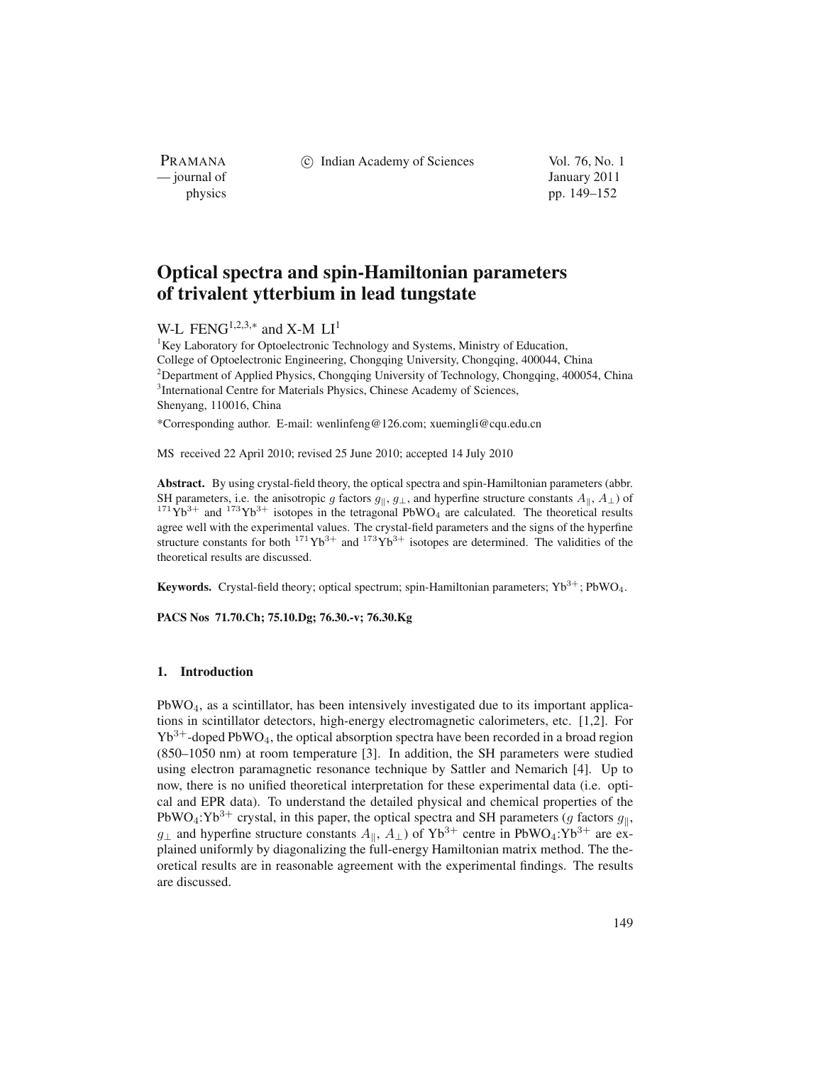# Optical spectra and spin-Hamiltonian parameters of trivalent ytterbium in lead tungstate

W-L FENG[1,2,3,*] and X-M LI[1]

[1]Key Laboratory for Optoelectronic Technology and Systems, Ministry of Education, College of Optoelectronic Engineering, Chongqing University, Chongqing, 400044, China
[2]Department of Applied Physics, Chongqing University of Technology, Chongqing, 400054, China
[3]International Centre for Materials Physics, Chinese Academy of Sciences, Shenyang, 110016, China

*Corresponding author. E-mail: wenlinfeng@126.com; xuemingli@cqu.edu.cn

MS received 22 April 2010; revised 25 June 2010; accepted 14 July 2010

**Abstract.** By using crystal-field theory, the optical spectra and spin-Hamiltonian parameters (abbr. SH parameters, i.e. the anisotropic $g$ factors $g_{\|}$, $g_{\perp}$, and hyperfine structure constants $A_{\|}$, $A_{\perp}$) of $^{171}Yb^{3+}$ and $^{173}Yb^{3+}$ isotopes in the tetragonal $PbWO_4$ are calculated. The theoretical results agree well with the experimental values. The crystal-field parameters and the signs of the hyperfine structure constants for both $^{171}Yb^{3+}$ and $^{173}Yb^{3+}$ isotopes are determined. The validities of the theoretical results are discussed.

**Keywords.** Crystal-field theory; optical spectrum; spin-Hamiltonian parameters; $Yb^{3+}$; $PbWO_4$.

**PACS Nos 71.70.Ch; 75.10.Dg; 76.30.-v; 76.30.Kg**

## 1. Introduction

$PbWO_4$, as a scintillator, has been intensively investigated due to its important applications in scintillator detectors, high-energy electromagnetic calorimeters, etc. [1,2]. For $Yb^{3+}$-doped $PbWO_4$, the optical absorption spectra have been recorded in a broad region (850–1050 nm) at room temperature [3]. In addition, the SH parameters were studied using electron paramagnetic resonance technique by Sattler and Nemarich [4]. Up to now, there is no unified theoretical interpretation for these experimental data (i.e. optical and EPR data). To understand the detailed physical and chemical properties of the $PbWO_4$:$Yb^{3+}$ crystal, in this paper, the optical spectra and SH parameters ($g$ factors $g_{\|}$, $g_{\perp}$ and hyperfine structure constants $A_{\|}$, $A_{\perp}$) of $Yb^{3+}$ centre in $PbWO_4$:$Yb^{3+}$ are explained uniformly by diagonalizing the full-energy Hamiltonian matrix method. The theoretical results are in reasonable agreement with the experimental findings. The results are discussed.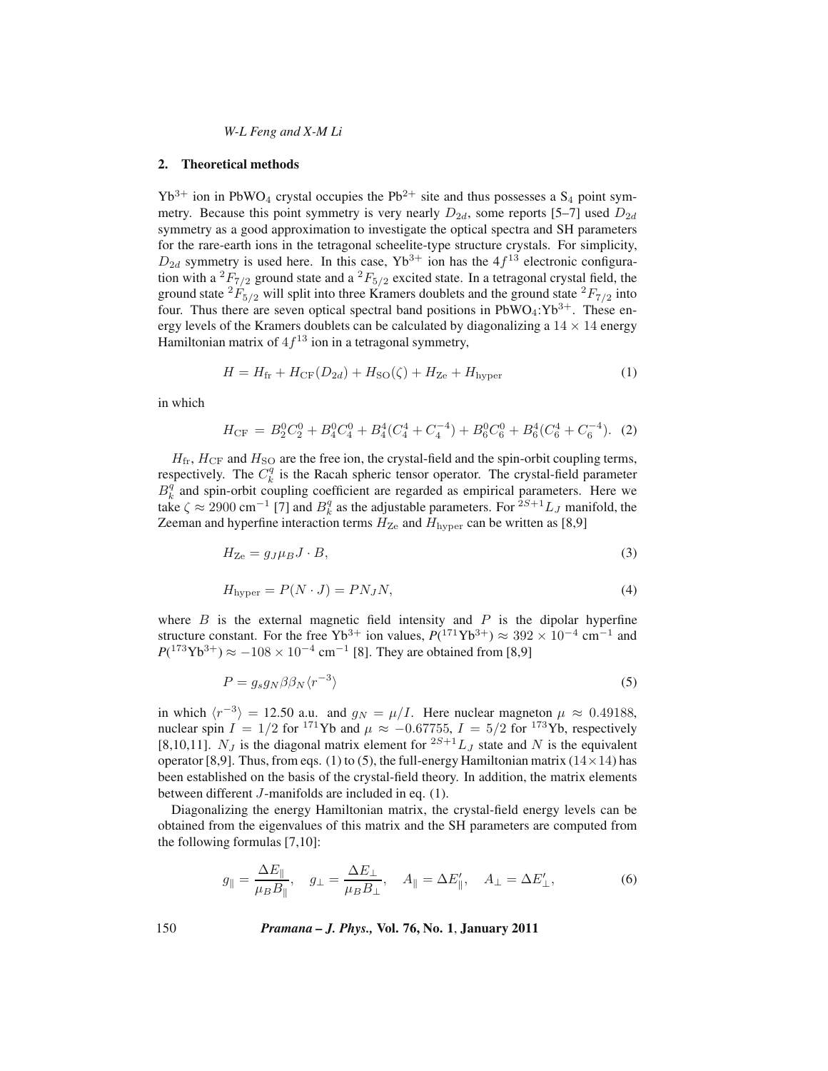## 2. Theoretical methods

$Yb^{3+}$ ion in $PbWO_4$ crystal occupies the $Pb^{2+}$ site and thus possesses a $S_4$ point symmetry. Because this point symmetry is very nearly $D_{2d}$, some reports [5–7] used $D_{2d}$ symmetry as a good approximation to investigate the optical spectra and SH parameters for the rare-earth ions in the tetragonal scheelite-type structure crystals. For simplicity, $D_{2d}$ symmetry is used here. In this case, $Yb^{3+}$ ion has the $4f^{13}$ electronic configuration with a $^2F_{7/2}$ ground state and a $^2F_{5/2}$ excited state. In a tetragonal crystal field, the ground state $^2F_{5/2}$ will split into three Kramers doublets and the ground state $^2F_{7/2}$ into four. Thus there are seven optical spectral band positions in $PbWO_4$:$Yb^{3+}$. These energy levels of the Kramers doublets can be calculated by diagonalizing a $14 \times 14$ energy Hamiltonian matrix of $4f^{13}$ ion in a tetragonal symmetry,

$$H = H_{\mathrm{fr}} + H_{\mathrm{CF}}(D_{2d}) + H_{\mathrm{SO}}(\zeta) + H_{\mathrm{Ze}} + H_{\mathrm{hyper}} \tag{1}$$

in which

$$H_{\mathrm{CF}} = B_2^0 C_2^0 + B_4^0 C_4^0 + B_4^4(C_4^4 + C_4^{-4}) + B_6^0 C_6^0 + B_6^4(C_6^4 + C_6^{-4}). \tag{2}$$

$H_{\mathrm{fr}}$, $H_{\mathrm{CF}}$ and $H_{\mathrm{SO}}$ are the free ion, the crystal-field and the spin-orbit coupling terms, respectively. The $C_k^q$ is the Racah spheric tensor operator. The crystal-field parameter $B_k^q$ and spin-orbit coupling coefficient are regarded as empirical parameters. Here we take $\zeta \approx 2900$ cm$^{-1}$ [7] and $B_k^q$ as the adjustable parameters. For $^{2S+1}L_J$ manifold, the Zeeman and hyperfine interaction terms $H_{\mathrm{Ze}}$ and $H_{\mathrm{hyper}}$ can be written as [8,9]

$$H_{\mathrm{Ze}} = g_J \mu_B J \cdot B, \tag{3}$$

$$H_{\mathrm{hyper}} = P(N \cdot J) = P N_J N, \tag{4}$$

where $B$ is the external magnetic field intensity and $P$ is the dipolar hyperfine structure constant. For the free $Yb^{3+}$ ion values, $P(^{171}Yb^{3+}) \approx 392 \times 10^{-4}$ cm$^{-1}$ and $P(^{173}Yb^{3+}) \approx -108 \times 10^{-4}$ cm$^{-1}$ [8]. They are obtained from [8,9]

$$P = g_s g_N \beta \beta_N \langle r^{-3} \rangle \tag{5}$$

in which $\langle r^{-3} \rangle = 12.50$ a.u. and $g_N = \mu / I$. Here nuclear magneton $\mu \approx 0.49188$, nuclear spin $I = 1/2$ for $^{171}$Yb and $\mu \approx -0.67755$, $I = 5/2$ for $^{173}$Yb, respectively [8,10,11]. $N_J$ is the diagonal matrix element for $^{2S+1}L_J$ state and $N$ is the equivalent operator [8,9]. Thus, from eqs. (1) to (5), the full-energy Hamiltonian matrix ($14 \times 14$) has been established on the basis of the crystal-field theory. In addition, the matrix elements between different $J$-manifolds are included in eq. (1).

Diagonalizing the energy Hamiltonian matrix, the crystal-field energy levels can be obtained from the eigenvalues of this matrix and the SH parameters are computed from the following formulas [7,10]:

$$g_\parallel = \frac{\Delta E_\parallel}{\mu_B B_\parallel}, \quad g_\perp = \frac{\Delta E_\perp}{\mu_B B_\perp}, \quad A_\parallel = \Delta E'_\parallel, \quad A_\perp = \Delta E'_\perp, \tag{6}$$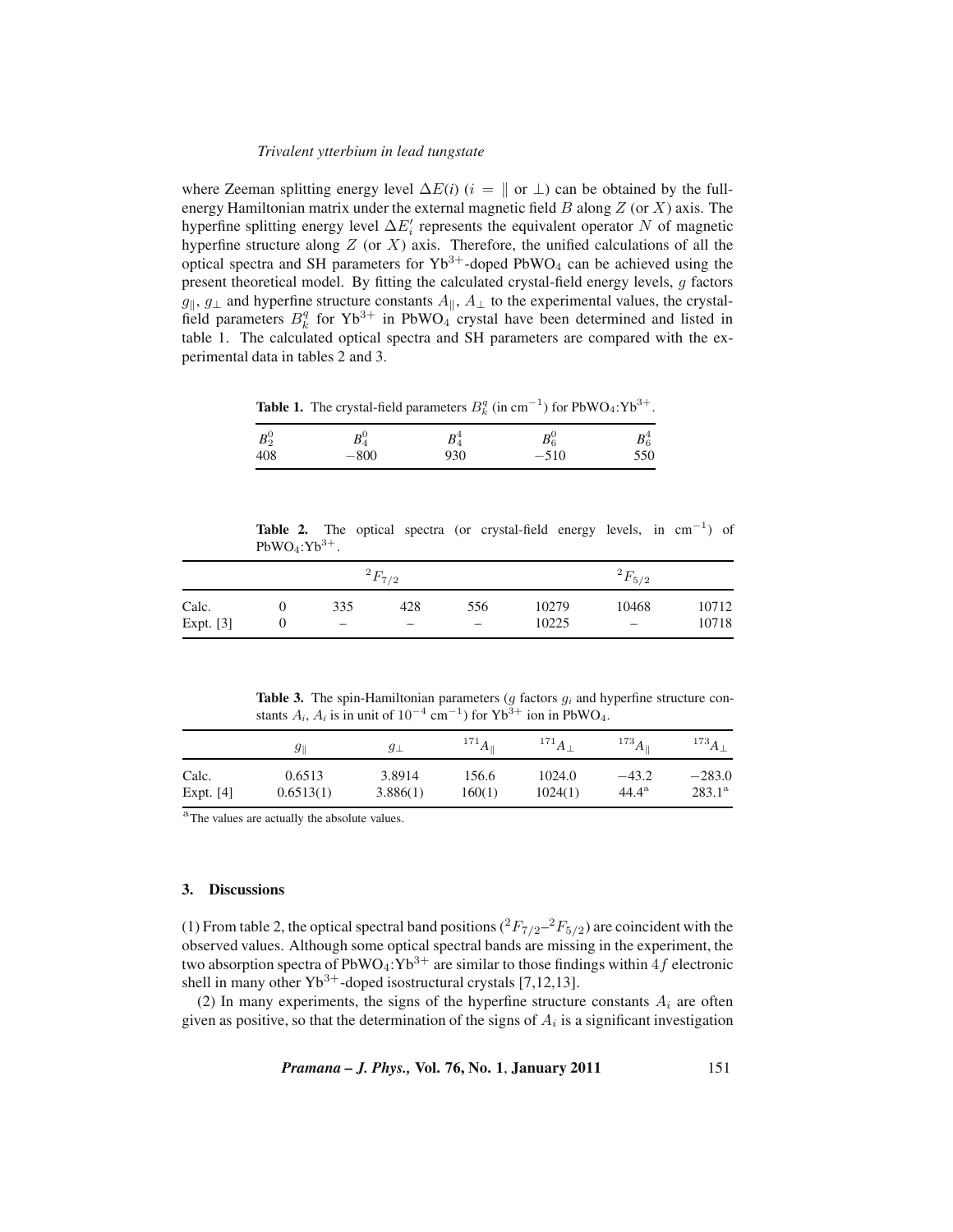where Zeeman splitting energy level $\Delta E(i)$ ($i = \parallel$ or $\perp$) can be obtained by the full-energy Hamiltonian matrix under the external magnetic field $B$ along $Z$ (or $X$) axis. The hyperfine splitting energy level $\Delta E_i'$ represents the equivalent operator $N$ of magnetic hyperfine structure along $Z$ (or $X$) axis. Therefore, the unified calculations of all the optical spectra and SH parameters for $Yb^{3+}$-doped $PbWO_4$ can be achieved using the present theoretical model. By fitting the calculated crystal-field energy levels, $g$ factors $g_\parallel$, $g_\perp$ and hyperfine structure constants $A_\parallel$, $A_\perp$ to the experimental values, the crystal-field parameters $B_k^q$ for $Yb^{3+}$ in $PbWO_4$ crystal have been determined and listed in table 1. The calculated optical spectra and SH parameters are compared with the experimental data in tables 2 and 3.

**Table 1.** The crystal-field parameters $B_k^q$ (in $cm^{-1}$) for $PbWO_4$:$Yb^{3+}$.

| $B_2^0$ | $B_4^0$ | $B_4^4$ | $B_6^0$ | $B_6^4$ |
|---|---|---|---|---|
| 408 | −800 | 930 | −510 | 550 |

**Table 2.** The optical spectra (or crystal-field energy levels, in $cm^{-1}$) of $PbWO_4$:$Yb^{3+}$.

| | $^2F_{7/2}$ | | | | $^2F_{5/2}$ | | |
|---|---|---|---|---|---|---|---|
| Calc. | 0 | 335 | 428 | 556 | 10279 | 10468 | 10712 |
| Expt. [3] | 0 | – | – | – | 10225 | – | 10718 |

**Table 3.** The spin-Hamiltonian parameters ($g$ factors $g_i$ and hyperfine structure constants $A_i$, $A_i$ is in unit of $10^{-4}$ $cm^{-1}$) for $Yb^{3+}$ ion in $PbWO_4$.

| | $g_\parallel$ | $g_\perp$ | $^{171}A_\parallel$ | $^{171}A_\perp$ | $^{173}A_\parallel$ | $^{173}A_\perp$ |
|---|---|---|---|---|---|---|
| Calc. | 0.6513 | 3.8914 | 156.6 | 1024.0 | −43.2 | −283.0 |
| Expt. [4] | 0.6513(1) | 3.886(1) | 160(1) | 1024(1) | 44.4[a] | 283.1[a] |

[a]The values are actually the absolute values.

## 3. Discussions

(1) From table 2, the optical spectral band positions ($^2F_{7/2}$–$^2F_{5/2}$) are coincident with the observed values. Although some optical spectral bands are missing in the experiment, the two absorption spectra of $PbWO_4$:$Yb^{3+}$ are similar to those findings within $4f$ electronic shell in many other $Yb^{3+}$-doped isostructural crystals [7,12,13].

(2) In many experiments, the signs of the hyperfine structure constants $A_i$ are often given as positive, so that the determination of the signs of $A_i$ is a significant investigation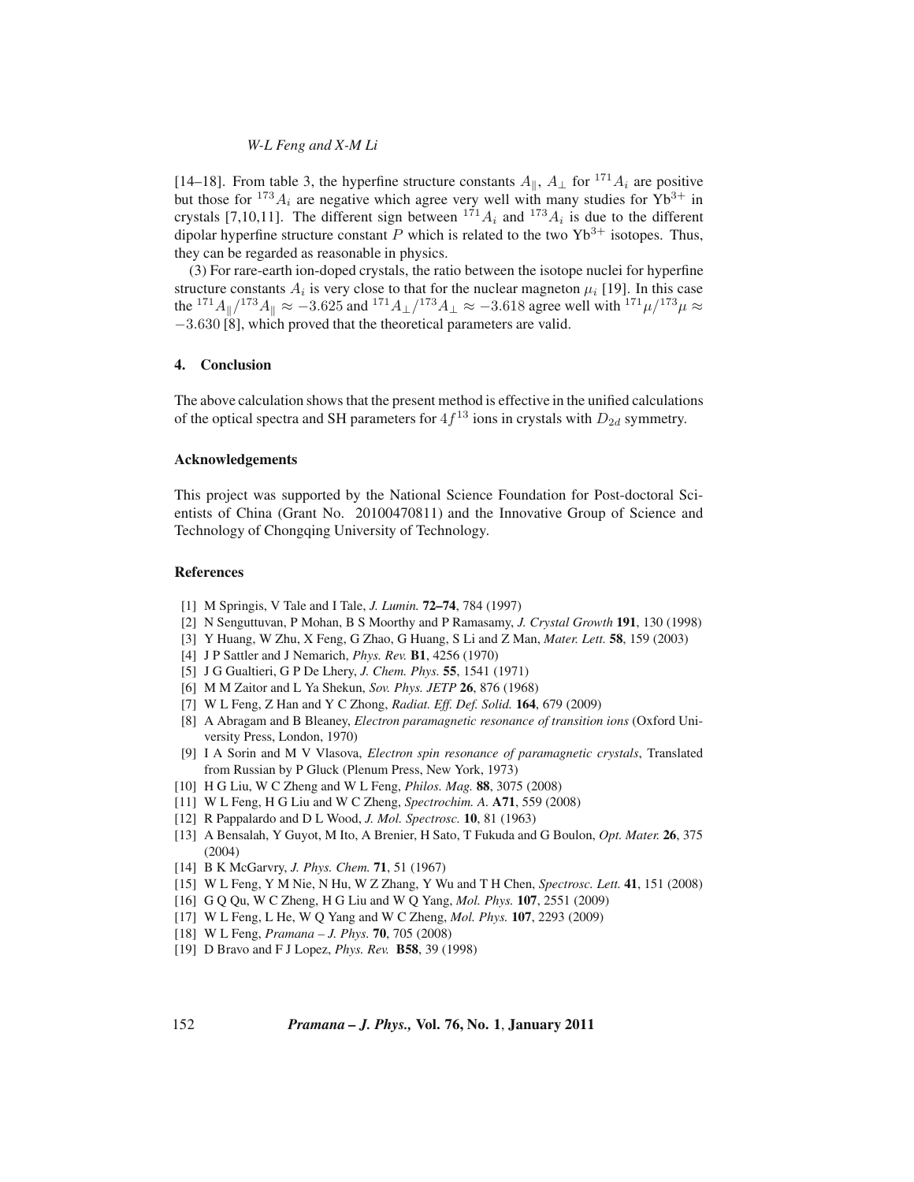[14–18]. From table 3, the hyperfine structure constants $A_{\parallel}$, $A_{\perp}$ for $^{171}A_i$ are positive but those for $^{173}A_i$ are negative which agree very well with many studies for $Yb^{3+}$ in crystals [7,10,11]. The different sign between $^{171}A_i$ and $^{173}A_i$ is due to the different dipolar hyperfine structure constant $P$ which is related to the two $Yb^{3+}$ isotopes. Thus, they can be regarded as reasonable in physics.

(3) For rare-earth ion-doped crystals, the ratio between the isotope nuclei for hyperfine structure constants $A_i$ is very close to that for the nuclear magneton $\mu_i$ [19]. In this case the $^{171}A_{\parallel}/^{173}A_{\parallel} \approx -3.625$ and $^{171}A_{\perp}/^{173}A_{\perp} \approx -3.618$ agree well with $^{171}\mu/^{173}\mu \approx -3.630$ [8], which proved that the theoretical parameters are valid.

## 4. Conclusion

The above calculation shows that the present method is effective in the unified calculations of the optical spectra and SH parameters for $4f^{13}$ ions in crystals with $D_{2d}$ symmetry.

### Acknowledgements

This project was supported by the National Science Foundation for Post-doctoral Scientists of China (Grant No. 20100470811) and the Innovative Group of Science and Technology of Chongqing University of Technology.

### References

[1] M Springis, V Tale and I Tale, *J. Lumin.* **72–74**, 784 (1997)

[2] N Senguttuvan, P Mohan, B S Moorthy and P Ramasamy, *J. Crystal Growth* **191**, 130 (1998)

[3] Y Huang, W Zhu, X Feng, G Zhao, G Huang, S Li and Z Man, *Mater. Lett.* **58**, 159 (2003)

[4] J P Sattler and J Nemarich, *Phys. Rev.* **B1**, 4256 (1970)

[5] J G Gualtieri, G P De Lhery, *J. Chem. Phys.* **55**, 1541 (1971)

[6] M M Zaitor and L Ya Shekun, *Sov. Phys. JETP* **26**, 876 (1968)

[7] W L Feng, Z Han and Y C Zhong, *Radiat. Eff. Def. Solid.* **164**, 679 (2009)

[8] A Abragam and B Bleaney, *Electron paramagnetic resonance of transition ions* (Oxford University Press, London, 1970)

[9] I A Sorin and M V Vlasova, *Electron spin resonance of paramagnetic crystals*, Translated from Russian by P Gluck (Plenum Press, New York, 1973)

[10] H G Liu, W C Zheng and W L Feng, *Philos. Mag.* **88**, 3075 (2008)

[11] W L Feng, H G Liu and W C Zheng, *Spectrochim. A.* **A71**, 559 (2008)

[12] R Pappalardo and D L Wood, *J. Mol. Spectrosc.* **10**, 81 (1963)

[13] A Bensalah, Y Guyot, M Ito, A Brenier, H Sato, T Fukuda and G Boulon, *Opt. Mater.* **26**, 375 (2004)

[14] B K McGarvry, *J. Phys. Chem.* **71**, 51 (1967)

[15] W L Feng, Y M Nie, N Hu, W Z Zhang, Y Wu and T H Chen, *Spectrosc. Lett.* **41**, 151 (2008)

[16] G Q Qu, W C Zheng, H G Liu and W Q Yang, *Mol. Phys.* **107**, 2551 (2009)

[17] W L Feng, L He, W Q Yang and W C Zheng, *Mol. Phys.* **107**, 2293 (2009)

[18] W L Feng, *Pramana – J. Phys.* **70**, 705 (2008)

[19] D Bravo and F J Lopez, *Phys. Rev.* **B58**, 39 (1998)